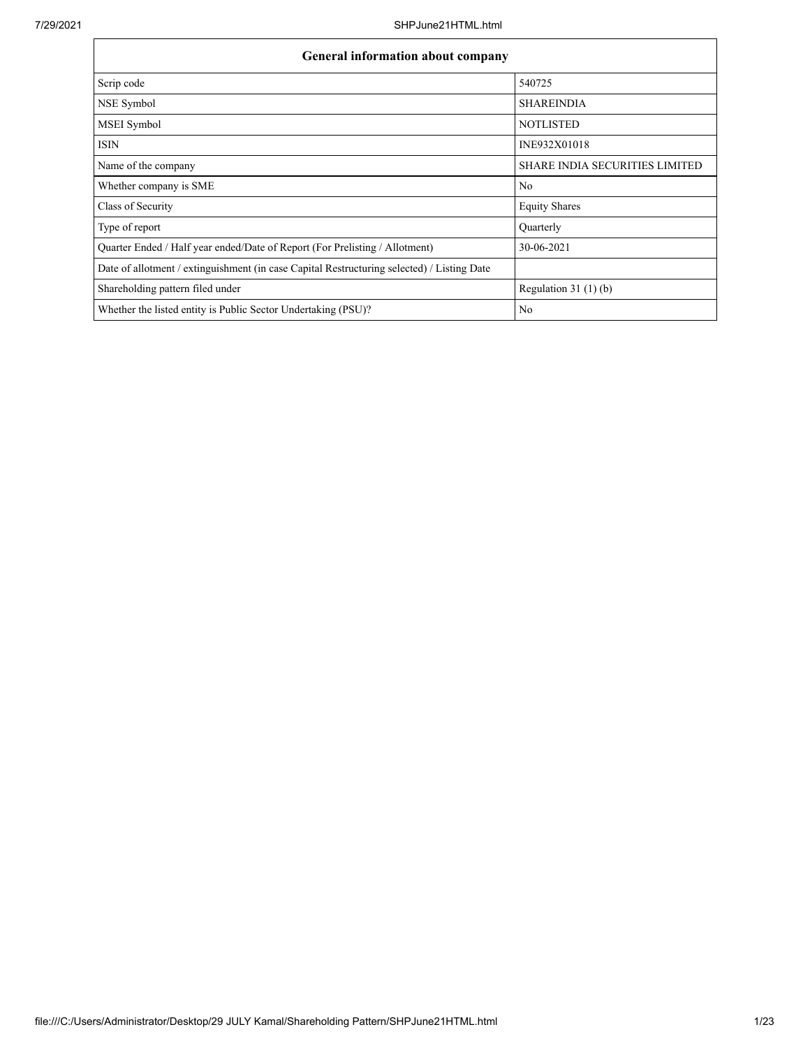| General information about company | |
| --- | --- |
| Scrip code | 540725 |
| NSE Symbol | SHAREINDIA |
| MSEI Symbol | NOTLISTED |
| ISIN | INE932X01018 |
| Name of the company | SHARE INDIA SECURITIES LIMITED |
| Whether company is SME | No |
| Class of Security | Equity Shares |
| Type of report | Quarterly |
| Quarter Ended / Half year ended/Date of Report (For Prelisting / Allotment) | 30-06-2021 |
| Date of allotment / extinguishment (in case Capital Restructuring selected) / Listing Date | |
| Shareholding pattern filed under | Regulation 31 (1) (b) |
| Whether the listed entity is Public Sector Undertaking (PSU)? | No |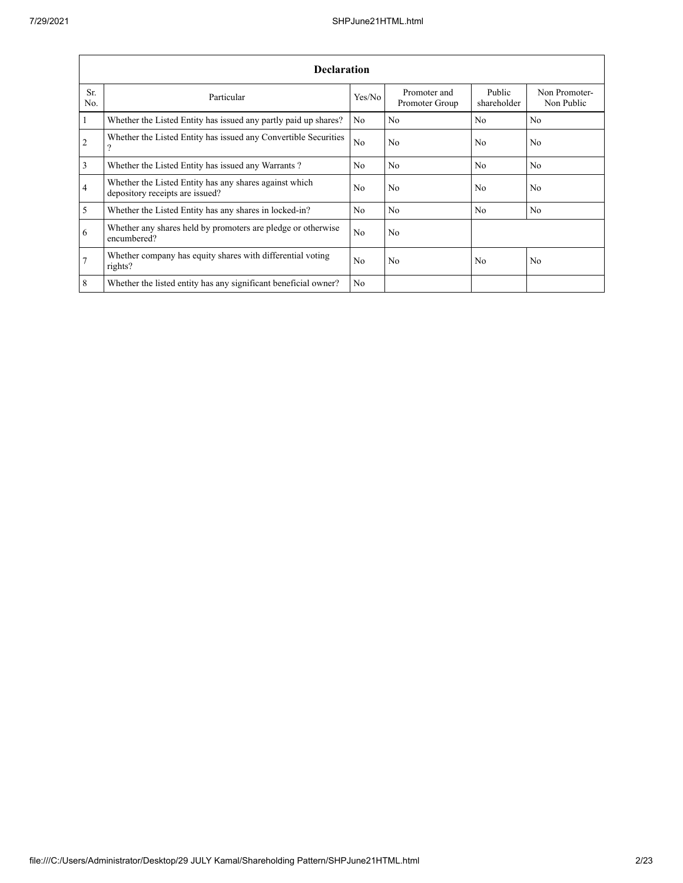| Declaration | | | | | |
|---|---|---|---|---|---|
| Sr. No. | Particular | Yes/No | Promoter and Promoter Group | Public shareholder | Non Promoter-Non Public |
| 1 | Whether the Listed Entity has issued any partly paid up shares? | No | No | No | No |
| 2 | Whether the Listed Entity has issued any Convertible Securities ? | No | No | No | No |
| 3 | Whether the Listed Entity has issued any Warrants ? | No | No | No | No |
| 4 | Whether the Listed Entity has any shares against which depository receipts are issued? | No | No | No | No |
| 5 | Whether the Listed Entity has any shares in locked-in? | No | No | No | No |
| 6 | Whether any shares held by promoters are pledge or otherwise encumbered? | No | No | | |
| 7 | Whether company has equity shares with differential voting rights? | No | No | No | No |
| 8 | Whether the listed entity has any significant beneficial owner? | No | | | |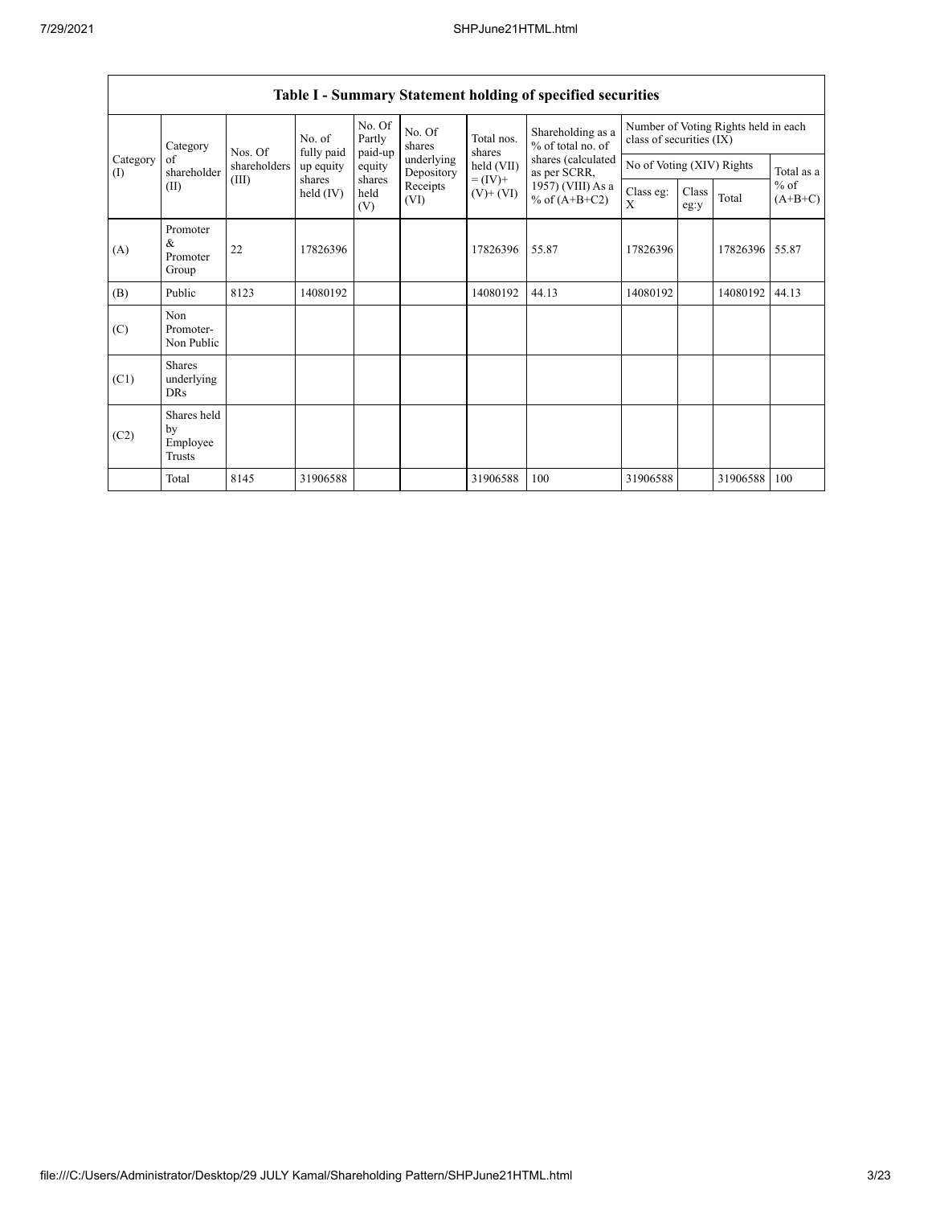## Table I - Summary Statement holding of specified securities

| Category (I) | Category of shareholder (II) | Nos. Of shareholders (III) | No. of fully paid up equity shares held (IV) | No. Of Partly paid-up equity shares held (V) | No. Of shares underlying Depository Receipts (VI) | Total nos. shares held (VII) = (IV)+ (V)+ (VI) | Shareholding as a % of total no. of shares (calculated as per SCRR, 1957) (VIII) As a % of (A+B+C2) | Number of Voting Rights held in each class of securities (IX) | | | |
|---|---|---|---|---|---|---|---|---|---|---|---|
| | | | | | | | | No of Voting (XIV) Rights | | | Total as a % of (A+B+C) |
| | | | | | | | | Class eg: X | Class eg:y | Total | |
| (A) | Promoter & Promoter Group | 22 | 17826396 | | | 17826396 | 55.87 | 17826396 | | 17826396 | 55.87 |
| (B) | Public | 8123 | 14080192 | | | 14080192 | 44.13 | 14080192 | | 14080192 | 44.13 |
| (C) | Non Promoter- Non Public | | | | | | | | | | |
| (C1) | Shares underlying DRs | | | | | | | | | | |
| (C2) | Shares held by Employee Trusts | | | | | | | | | | |
| | Total | 8145 | 31906588 | | | 31906588 | 100 | 31906588 | | 31906588 | 100 |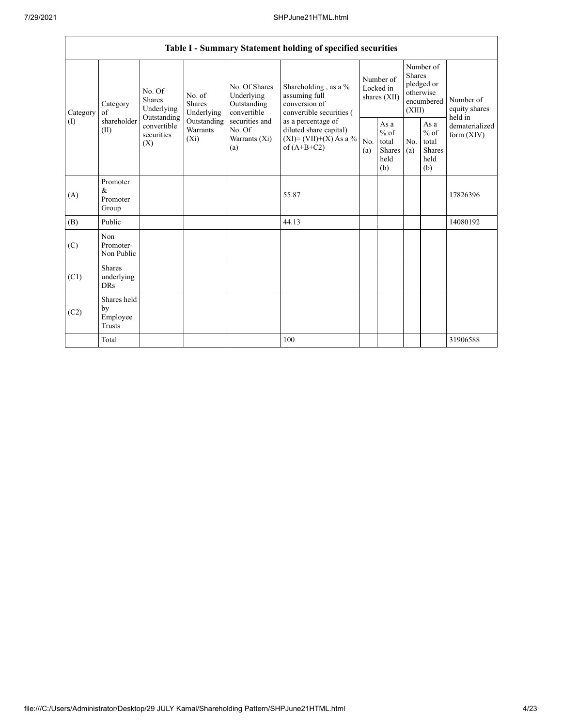## Table I - Summary Statement holding of specified securities

| Category (I) | Category of shareholder (II) | No. Of Shares Underlying Outstanding convertible securities (X) | No. of Shares Underlying Outstanding Warrants (Xi) | No. Of Shares Underlying Outstanding convertible securities and No. Of Warrants (Xi) (a) | Shareholding , as a % assuming full conversion of convertible securities ( as a percentage of diluted share capital) (XI)= (VII)+(X) As a % of (A+B+C2) | Number of Locked in shares (XII) | | Number of Shares pledged or otherwise encumbered (XIII) | | Number of equity shares held in dematerialized form (XIV) |
|---|---|---|---|---|---|---|---|---|---|---|
| | | | | | | No. (a) | As a % of total Shares held (b) | No. (a) | As a % of total Shares held (b) | |
| (A) | Promoter & Promoter Group | | | | 55.87 | | | | | 17826396 |
| (B) | Public | | | | 44.13 | | | | | 14080192 |
| (C) | Non Promoter- Non Public | | | | | | | | | |
| (C1) | Shares underlying DRs | | | | | | | | | |
| (C2) | Shares held by Employee Trusts | | | | | | | | | |
| | Total | | | | 100 | | | | | 31906588 |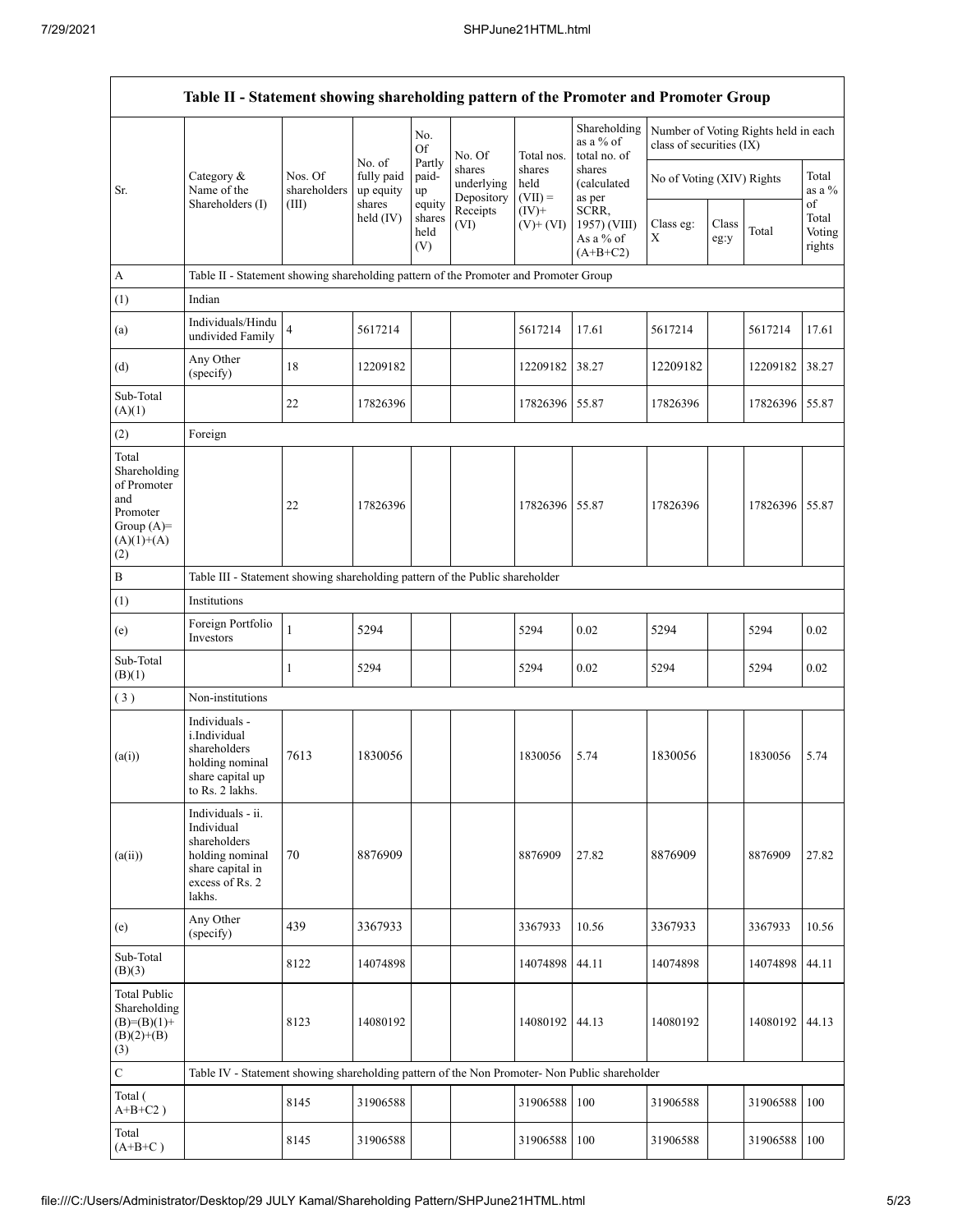| Table II - Statement showing shareholding pattern of the Promoter and Promoter Group | | | | | | | | | | | |
|---|---|---|---|---|---|---|---|---|---|---|---|
| Sr. | Category & Name of the Shareholders (I) | Nos. Of shareholders (III) | No. of fully paid up equity shares held (IV) | No. Of Partly paid-up equity shares held (V) | No. Of shares underlying Depository Receipts (VI) | Total nos. shares held (VII) = (IV)+ (V)+ (VI) | Shareholding as a % of total no. of shares (calculated as per SCRR, 1957) (VIII) As a % of (A+B+C2) | Number of Voting Rights held in each class of securities (IX) | | | |
| | | | | | | | | No of Voting (XIV) Rights | | | Total as a % of Total Voting rights |
| | | | | | | | | Class eg: X | Class eg:y | Total | |
| A | Table II - Statement showing shareholding pattern of the Promoter and Promoter Group | | | | | | | | | | |
| (1) | Indian | | | | | | | | | | |
| (a) | Individuals/Hindu undivided Family | 4 | 5617214 | | | 5617214 | 17.61 | 5617214 | | 5617214 | 17.61 |
| (d) | Any Other (specify) | 18 | 12209182 | | | 12209182 | 38.27 | 12209182 | | 12209182 | 38.27 |
| Sub-Total (A)(1) | | 22 | 17826396 | | | 17826396 | 55.87 | 17826396 | | 17826396 | 55.87 |
| (2) | Foreign | | | | | | | | | | |
| Total Shareholding of Promoter and Promoter Group (A)=(A)(1)+(A)(2) | | 22 | 17826396 | | | 17826396 | 55.87 | 17826396 | | 17826396 | 55.87 |
| B | Table III - Statement showing shareholding pattern of the Public shareholder | | | | | | | | | | |
| (1) | Institutions | | | | | | | | | | |
| (e) | Foreign Portfolio Investors | 1 | 5294 | | | 5294 | 0.02 | 5294 | | 5294 | 0.02 |
| Sub-Total (B)(1) | | 1 | 5294 | | | 5294 | 0.02 | 5294 | | 5294 | 0.02 |
| (3) | Non-institutions | | | | | | | | | | |
| (a(i)) | Individuals - i.Individual shareholders holding nominal share capital up to Rs. 2 lakhs. | 7613 | 1830056 | | | 1830056 | 5.74 | 1830056 | | 1830056 | 5.74 |
| (a(ii)) | Individuals - ii. Individual shareholders holding nominal share capital in excess of Rs. 2 lakhs. | 70 | 8876909 | | | 8876909 | 27.82 | 8876909 | | 8876909 | 27.82 |
| (e) | Any Other (specify) | 439 | 3367933 | | | 3367933 | 10.56 | 3367933 | | 3367933 | 10.56 |
| Sub-Total (B)(3) | | 8122 | 14074898 | | | 14074898 | 44.11 | 14074898 | | 14074898 | 44.11 |
| Total Public Shareholding (B)=(B)(1)+(B)(2)+(B)(3) | | 8123 | 14080192 | | | 14080192 | 44.13 | 14080192 | | 14080192 | 44.13 |
| C | Table IV - Statement showing shareholding pattern of the Non Promoter- Non Public shareholder | | | | | | | | | | |
| Total ( A+B+C2 ) | | 8145 | 31906588 | | | 31906588 | 100 | 31906588 | | 31906588 | 100 |
| Total (A+B+C ) | | 8145 | 31906588 | | | 31906588 | 100 | 31906588 | | 31906588 | 100 |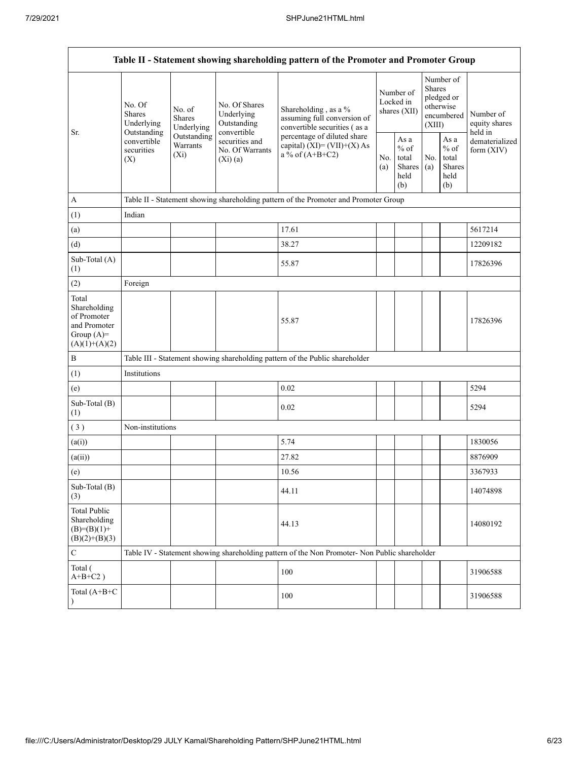| Table II - Statement showing shareholding pattern of the Promoter and Promoter Group | | | | | | | | | |
|---|---|---|---|---|---|---|---|---|---|
| Sr. | No. Of Shares Underlying Outstanding convertible securities (X) | No. of Shares Underlying Outstanding Warrants (Xi) | No. Of Shares Underlying Outstanding convertible securities and No. Of Warrants (Xi) (a) | Shareholding , as a % assuming full conversion of convertible securities ( as a percentage of diluted share capital) (XI)= (VII)+(X) As a % of (A+B+C2) | Number of Locked in shares (XII) | | Number of Shares pledged or otherwise encumbered (XIII) | | Number of equity shares held in dematerialized form (XIV) |
| | | | | | No. (a) | As a % of total Shares held (b) | No. (a) | As a % of total Shares held (b) | |
| A | Table II - Statement showing shareholding pattern of the Promoter and Promoter Group | | | | | | | | |
| (1) | Indian | | | | | | | | |
| (a) | | | | 17.61 | | | | | 5617214 |
| (d) | | | | 38.27 | | | | | 12209182 |
| Sub-Total (A) (1) | | | | 55.87 | | | | | 17826396 |
| (2) | Foreign | | | | | | | | |
| Total Shareholding of Promoter and Promoter Group (A)= (A)(1)+(A)(2) | | | | 55.87 | | | | | 17826396 |
| B | Table III - Statement showing shareholding pattern of the Public shareholder | | | | | | | | |
| (1) | Institutions | | | | | | | | |
| (e) | | | | 0.02 | | | | | 5294 |
| Sub-Total (B) (1) | | | | 0.02 | | | | | 5294 |
| ( 3 ) | Non-institutions | | | | | | | | |
| (a(i)) | | | | 5.74 | | | | | 1830056 |
| (a(ii)) | | | | 27.82 | | | | | 8876909 |
| (e) | | | | 10.56 | | | | | 3367933 |
| Sub-Total (B) (3) | | | | 44.11 | | | | | 14074898 |
| Total Public Shareholding (B)=(B)(1)+(B)(2)+(B)(3) | | | | 44.13 | | | | | 14080192 |
| C | Table IV - Statement showing shareholding pattern of the Non Promoter- Non Public shareholder | | | | | | | | |
| Total ( A+B+C2 ) | | | | 100 | | | | | 31906588 |
| Total (A+B+C ) | | | | 100 | | | | | 31906588 |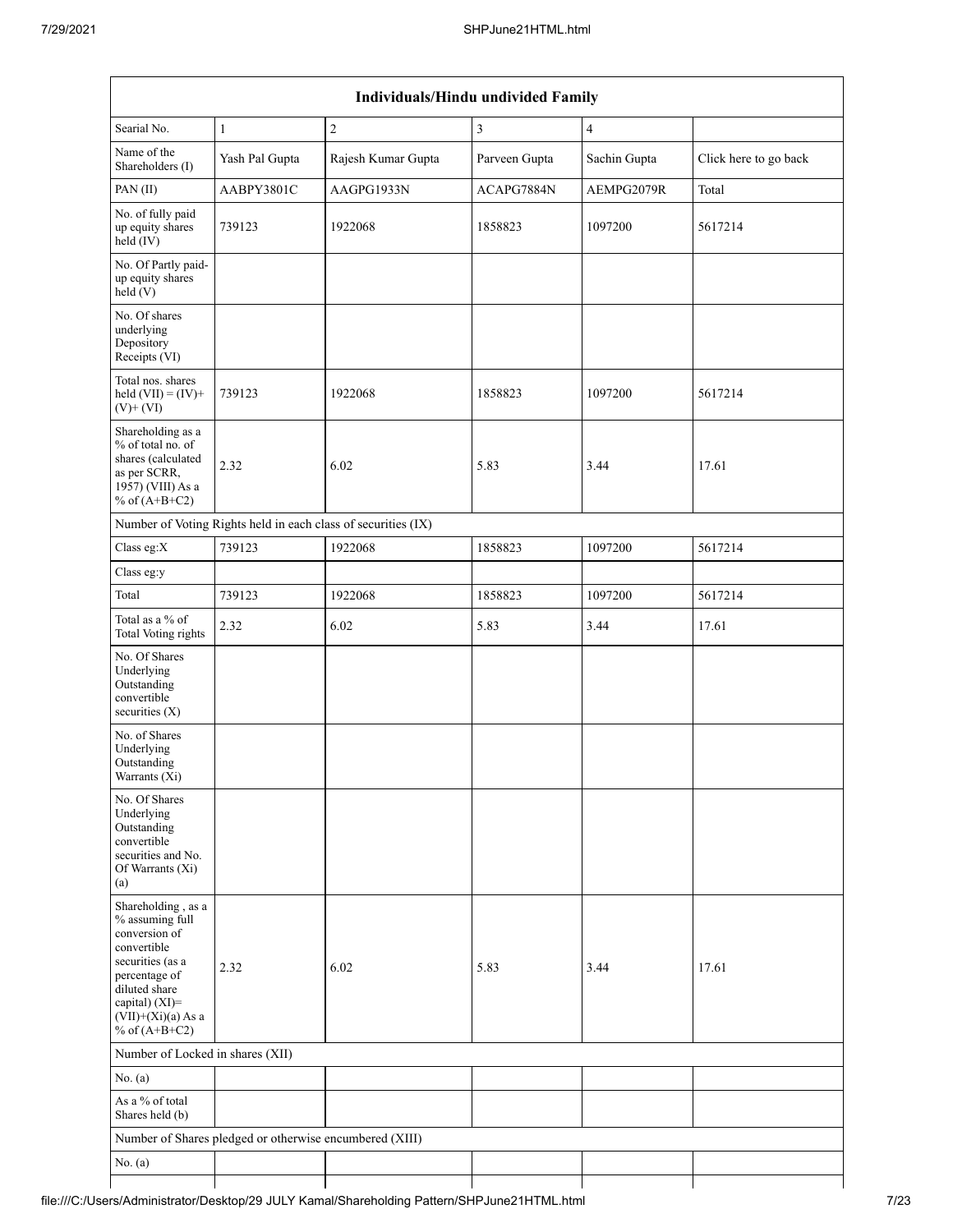| Individuals/Hindu undivided Family | | | | | |
|---|---|---|---|---|---|
| Searial No. | 1 | 2 | 3 | 4 | |
| Name of the Shareholders (I) | Yash Pal Gupta | Rajesh Kumar Gupta | Parveen Gupta | Sachin Gupta | Click here to go back |
| PAN (II) | AABPY3801C | AAGPG1933N | ACAPG7884N | AEMPG2079R | Total |
| No. of fully paid up equity shares held (IV) | 739123 | 1922068 | 1858823 | 1097200 | 5617214 |
| No. Of Partly paid-up equity shares held (V) | | | | | |
| No. Of shares underlying Depository Receipts (VI) | | | | | |
| Total nos. shares held (VII) = (IV)+ (V)+ (VI) | 739123 | 1922068 | 1858823 | 1097200 | 5617214 |
| Shareholding as a % of total no. of shares (calculated as per SCRR, 1957) (VIII) As a % of (A+B+C2) | 2.32 | 6.02 | 5.83 | 3.44 | 17.61 |
| Number of Voting Rights held in each class of securities (IX) | | | | | |
| Class eg:X | 739123 | 1922068 | 1858823 | 1097200 | 5617214 |
| Class eg:y | | | | | |
| Total | 739123 | 1922068 | 1858823 | 1097200 | 5617214 |
| Total as a % of Total Voting rights | 2.32 | 6.02 | 5.83 | 3.44 | 17.61 |
| No. Of Shares Underlying Outstanding convertible securities (X) | | | | | |
| No. of Shares Underlying Outstanding Warrants (Xi) | | | | | |
| No. Of Shares Underlying Outstanding convertible securities and No. Of Warrants (Xi) (a) | | | | | |
| Shareholding , as a % assuming full conversion of convertible securities (as a percentage of diluted share capital) (XI)= (VII)+(Xi)(a) As a % of (A+B+C2) | 2.32 | 6.02 | 5.83 | 3.44 | 17.61 |
| Number of Locked in shares (XII) | | | | | |
| No. (a) | | | | | |
| As a % of total Shares held (b) | | | | | |
| Number of Shares pledged or otherwise encumbered (XIII) | | | | | |
| No. (a) | | | | | |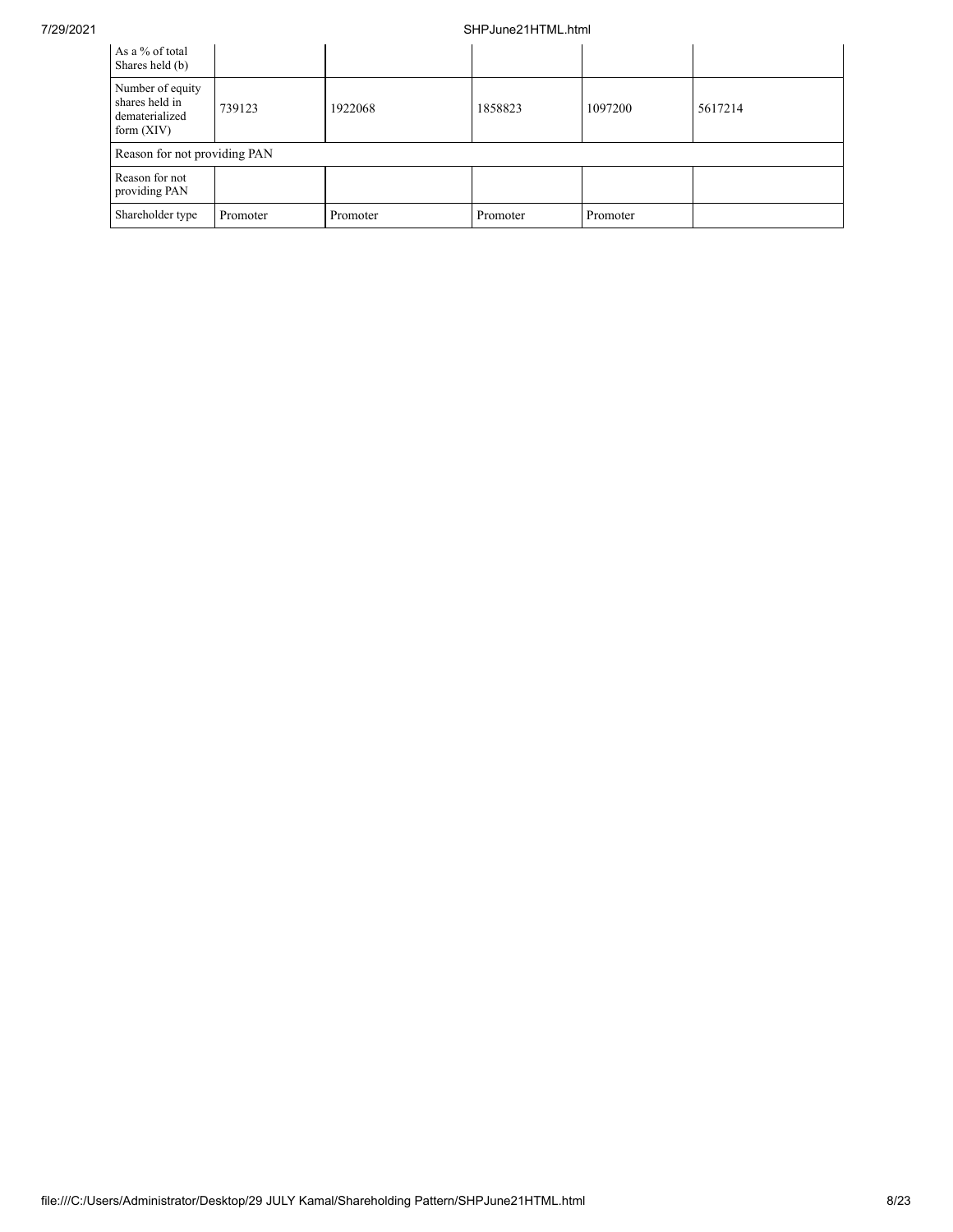| As a % of total Shares held (b) | | | | | |
|---|---|---|---|---|---|
| Number of equity shares held in dematerialized form (XIV) | 739123 | 1922068 | 1858823 | 1097200 | 5617214 |
| Reason for not providing PAN | | | | | |
| Reason for not providing PAN | | | | | |
| Shareholder type | Promoter | Promoter | Promoter | Promoter | |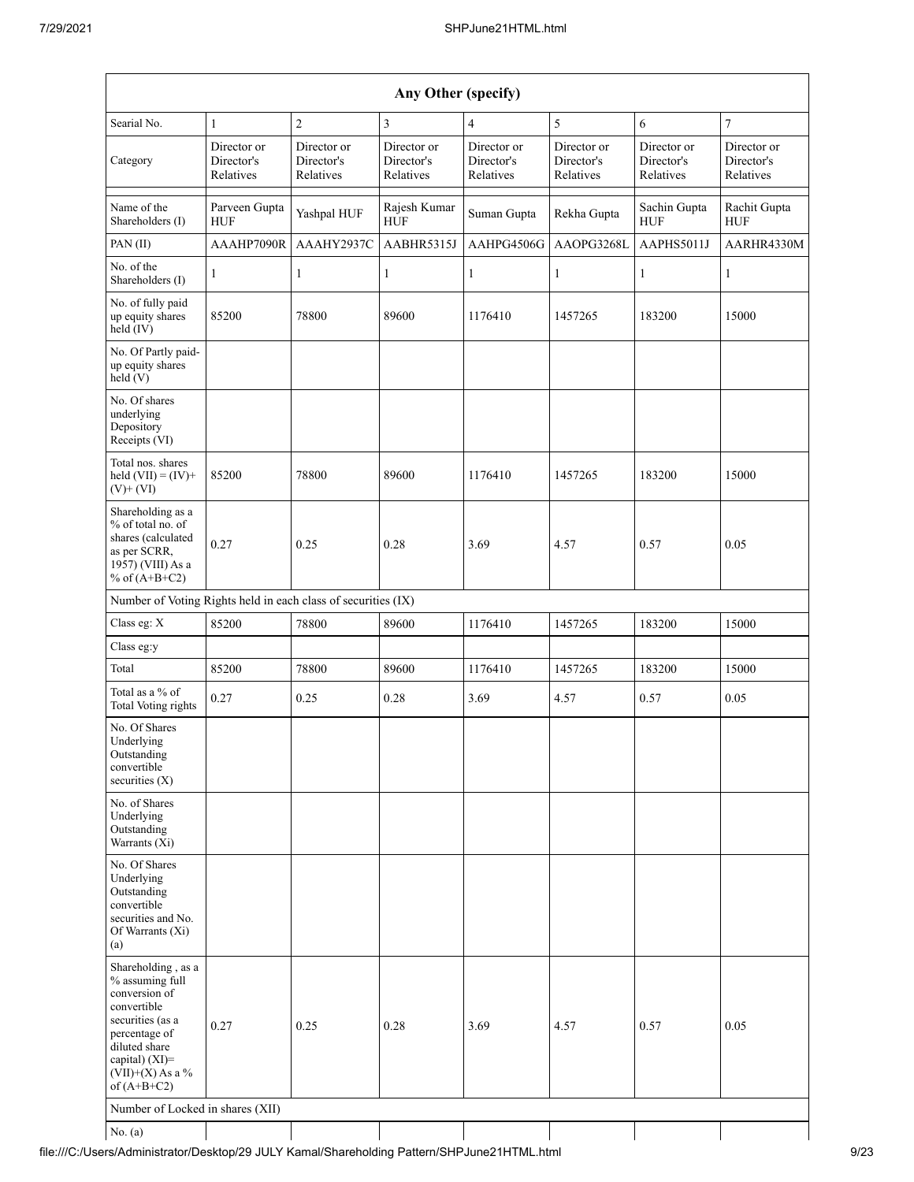| Any Other (specify) | | | | | | | |
|---|---|---|---|---|---|---|---|
| Searial No. | 1 | 2 | 3 | 4 | 5 | 6 | 7 |
| Category | Director or Director's Relatives | Director or Director's Relatives | Director or Director's Relatives | Director or Director's Relatives | Director or Director's Relatives | Director or Director's Relatives | Director or Director's Relatives |
| Name of the Shareholders (I) | Parveen Gupta HUF | Yashpal HUF | Rajesh Kumar HUF | Suman Gupta | Rekha Gupta | Sachin Gupta HUF | Rachit Gupta HUF |
| PAN (II) | AAAHP7090R | AAAHY2937C | AABHR5315J | AAHPG4506G | AAOPG3268L | AAPHS5011J | AARHR4330M |
| No. of the Shareholders (I) | 1 | 1 | 1 | 1 | 1 | 1 | 1 |
| No. of fully paid up equity shares held (IV) | 85200 | 78800 | 89600 | 1176410 | 1457265 | 183200 | 15000 |
| No. Of Partly paid-up equity shares held (V) | | | | | | | |
| No. Of shares underlying Depository Receipts (VI) | | | | | | | |
| Total nos. shares held (VII) = (IV)+ (V)+ (VI) | 85200 | 78800 | 89600 | 1176410 | 1457265 | 183200 | 15000 |
| Shareholding as a % of total no. of shares (calculated as per SCRR, 1957) (VIII) As a % of (A+B+C2) | 0.27 | 0.25 | 0.28 | 3.69 | 4.57 | 0.57 | 0.05 |
| Number of Voting Rights held in each class of securities (IX) | | | | | | | |
| Class eg: X | 85200 | 78800 | 89600 | 1176410 | 1457265 | 183200 | 15000 |
| Class eg:y | | | | | | | |
| Total | 85200 | 78800 | 89600 | 1176410 | 1457265 | 183200 | 15000 |
| Total as a % of Total Voting rights | 0.27 | 0.25 | 0.28 | 3.69 | 4.57 | 0.57 | 0.05 |
| No. Of Shares Underlying Outstanding convertible securities (X) | | | | | | | |
| No. of Shares Underlying Outstanding Warrants (Xi) | | | | | | | |
| No. Of Shares Underlying Outstanding convertible securities and No. Of Warrants (Xi) (a) | | | | | | | |
| Shareholding , as a % assuming full conversion of convertible securities (as a percentage of diluted share capital) (XI)= (VII)+(X) As a % of (A+B+C2) | 0.27 | 0.25 | 0.28 | 3.69 | 4.57 | 0.57 | 0.05 |
| Number of Locked in shares (XII) | | | | | | | |
| No. (a) | | | | | | | |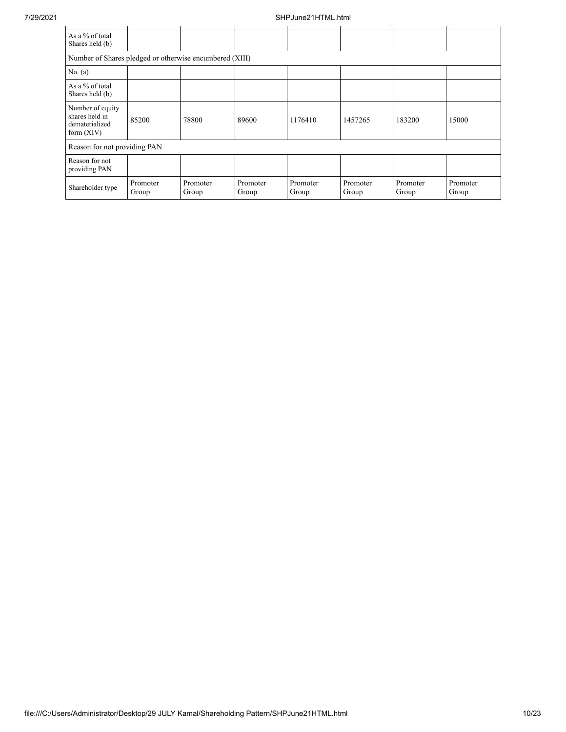| | | | | | | | |
|---|---|---|---|---|---|---|---|
| As a % of total Shares held (b) | | | | | | | |
| Number of Shares pledged or otherwise encumbered (XIII) | | | | | | | |
| No. (a) | | | | | | | |
| As a % of total Shares held (b) | | | | | | | |
| Number of equity shares held in dematerialized form (XIV) | 85200 | 78800 | 89600 | 1176410 | 1457265 | 183200 | 15000 |
| Reason for not providing PAN | | | | | | | |
| Reason for not providing PAN | | | | | | | |
| Shareholder type | Promoter Group | Promoter Group | Promoter Group | Promoter Group | Promoter Group | Promoter Group | Promoter Group |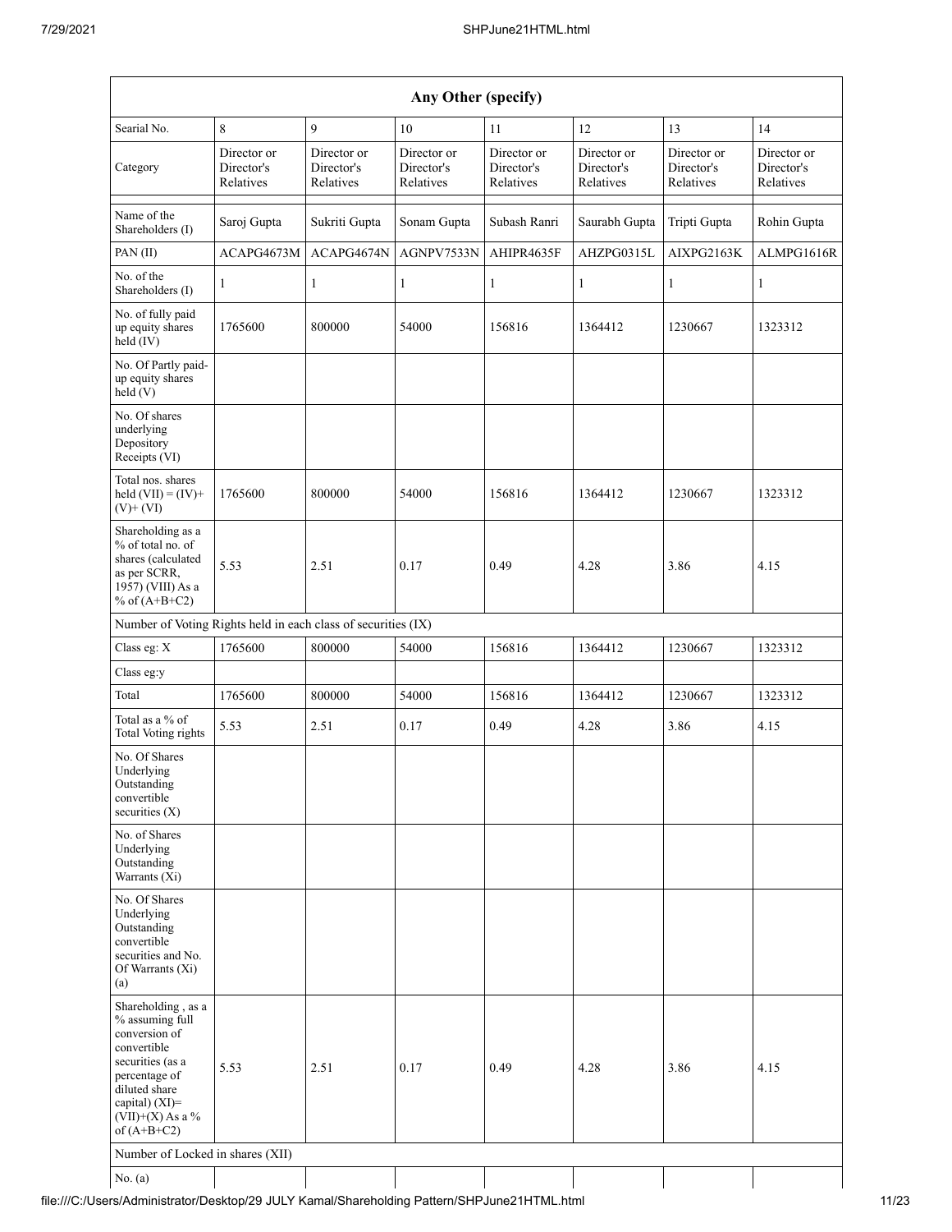| Any Other (specify) | | | | | | | |
|---|---|---|---|---|---|---|---|
| Searial No. | 8 | 9 | 10 | 11 | 12 | 13 | 14 |
| Category | Director or Director's Relatives | Director or Director's Relatives | Director or Director's Relatives | Director or Director's Relatives | Director or Director's Relatives | Director or Director's Relatives | Director or Director's Relatives |
| Name of the Shareholders (I) | Saroj Gupta | Sukriti Gupta | Sonam Gupta | Subash Ranri | Saurabh Gupta | Tripti Gupta | Rohin Gupta |
| PAN (II) | ACAPG4673M | ACAPG4674N | AGNPV7533N | AHIPR4635F | AHZPG0315L | AIXPG2163K | ALMPG1616R |
| No. of the Shareholders (I) | 1 | 1 | 1 | 1 | 1 | 1 | 1 |
| No. of fully paid up equity shares held (IV) | 1765600 | 800000 | 54000 | 156816 | 1364412 | 1230667 | 1323312 |
| No. Of Partly paid-up equity shares held (V) | | | | | | | |
| No. Of shares underlying Depository Receipts (VI) | | | | | | | |
| Total nos. shares held (VII) = (IV)+ (V)+ (VI) | 1765600 | 800000 | 54000 | 156816 | 1364412 | 1230667 | 1323312 |
| Shareholding as a % of total no. of shares (calculated as per SCRR, 1957) (VIII) As a % of (A+B+C2) | 5.53 | 2.51 | 0.17 | 0.49 | 4.28 | 3.86 | 4.15 |
| Number of Voting Rights held in each class of securities (IX) | | | | | | | |
| Class eg: X | 1765600 | 800000 | 54000 | 156816 | 1364412 | 1230667 | 1323312 |
| Class eg:y | | | | | | | |
| Total | 1765600 | 800000 | 54000 | 156816 | 1364412 | 1230667 | 1323312 |
| Total as a % of Total Voting rights | 5.53 | 2.51 | 0.17 | 0.49 | 4.28 | 3.86 | 4.15 |
| No. Of Shares Underlying Outstanding convertible securities (X) | | | | | | | |
| No. of Shares Underlying Outstanding Warrants (Xi) | | | | | | | |
| No. Of Shares Underlying Outstanding convertible securities and No. Of Warrants (Xi) (a) | | | | | | | |
| Shareholding , as a % assuming full conversion of convertible securities (as a percentage of diluted share capital) (XI)= (VII)+(X) As a % of (A+B+C2) | 5.53 | 2.51 | 0.17 | 0.49 | 4.28 | 3.86 | 4.15 |
| Number of Locked in shares (XII) | | | | | | | |
| No. (a) | | | | | | | |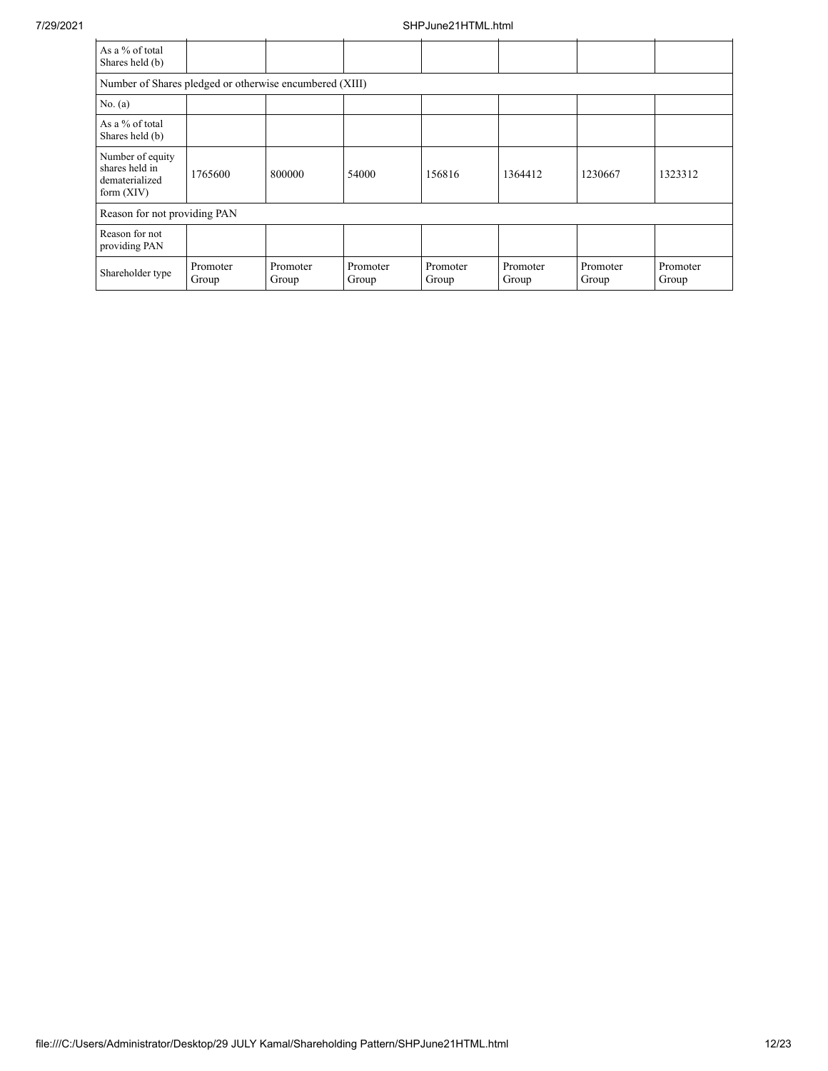| As a % of total Shares held (b) | | | | | | | |
|---|---|---|---|---|---|---|---|
| Number of Shares pledged or otherwise encumbered (XIII) | | | | | | | |
| No. (a) | | | | | | | |
| As a % of total Shares held (b) | | | | | | | |
| Number of equity shares held in dematerialized form (XIV) | 1765600 | 800000 | 54000 | 156816 | 1364412 | 1230667 | 1323312 |
| Reason for not providing PAN | | | | | | | |
| Reason for not providing PAN | | | | | | | |
| Shareholder type | Promoter Group | Promoter Group | Promoter Group | Promoter Group | Promoter Group | Promoter Group | Promoter Group |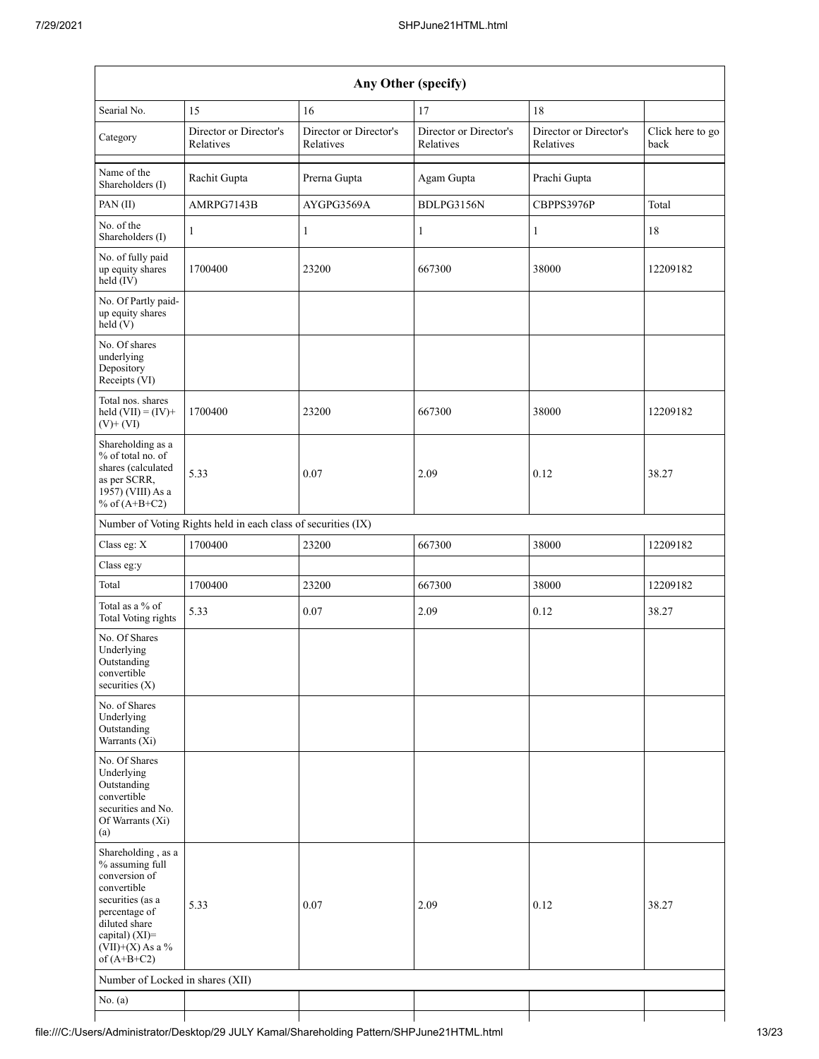| Any Other (specify) | | | | | |
|---|---|---|---|---|---|
| Searial No. | 15 | 16 | 17 | 18 | |
| Category | Director or Director's Relatives | Director or Director's Relatives | Director or Director's Relatives | Director or Director's Relatives | Click here to go back |
| Name of the Shareholders (I) | Rachit Gupta | Prerna Gupta | Agam Gupta | Prachi Gupta | |
| PAN (II) | AMRPG7143B | AYGPG3569A | BDLPG3156N | CBPPS3976P | Total |
| No. of the Shareholders (I) | 1 | 1 | 1 | 1 | 18 |
| No. of fully paid up equity shares held (IV) | 1700400 | 23200 | 667300 | 38000 | 12209182 |
| No. Of Partly paid-up equity shares held (V) | | | | | |
| No. Of shares underlying Depository Receipts (VI) | | | | | |
| Total nos. shares held (VII) = (IV)+(V)+ (VI) | 1700400 | 23200 | 667300 | 38000 | 12209182 |
| Shareholding as a % of total no. of shares (calculated as per SCRR, 1957) (VIII) As a % of (A+B+C2) | 5.33 | 0.07 | 2.09 | 0.12 | 38.27 |
| Number of Voting Rights held in each class of securities (IX) | | | | | |
| Class eg: X | 1700400 | 23200 | 667300 | 38000 | 12209182 |
| Class eg:y | | | | | |
| Total | 1700400 | 23200 | 667300 | 38000 | 12209182 |
| Total as a % of Total Voting rights | 5.33 | 0.07 | 2.09 | 0.12 | 38.27 |
| No. Of Shares Underlying Outstanding convertible securities (X) | | | | | |
| No. of Shares Underlying Outstanding Warrants (Xi) | | | | | |
| No. Of Shares Underlying Outstanding convertible securities and No. Of Warrants (Xi) (a) | | | | | |
| Shareholding , as a % assuming full conversion of convertible securities (as a percentage of diluted share capital) (XI)= (VII)+(X) As a % of (A+B+C2) | 5.33 | 0.07 | 2.09 | 0.12 | 38.27 |
| Number of Locked in shares (XII) | | | | | |
| No. (a) | | | | | |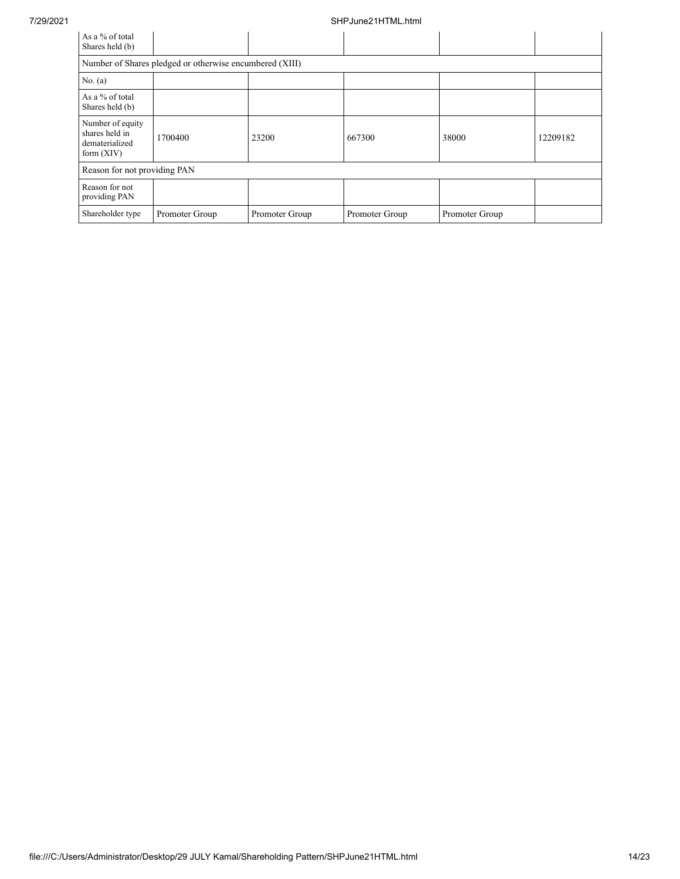| As a % of total Shares held (b) | | | | | |
|---|---|---|---|---|---|
| Number of Shares pledged or otherwise encumbered (XIII) | | | | | |
| No. (a) | | | | | |
| As a % of total Shares held (b) | | | | | |
| Number of equity shares held in dematerialized form (XIV) | 1700400 | 23200 | 667300 | 38000 | 12209182 |
| Reason for not providing PAN | | | | | |
| Reason for not providing PAN | | | | | |
| Shareholder type | Promoter Group | Promoter Group | Promoter Group | Promoter Group | |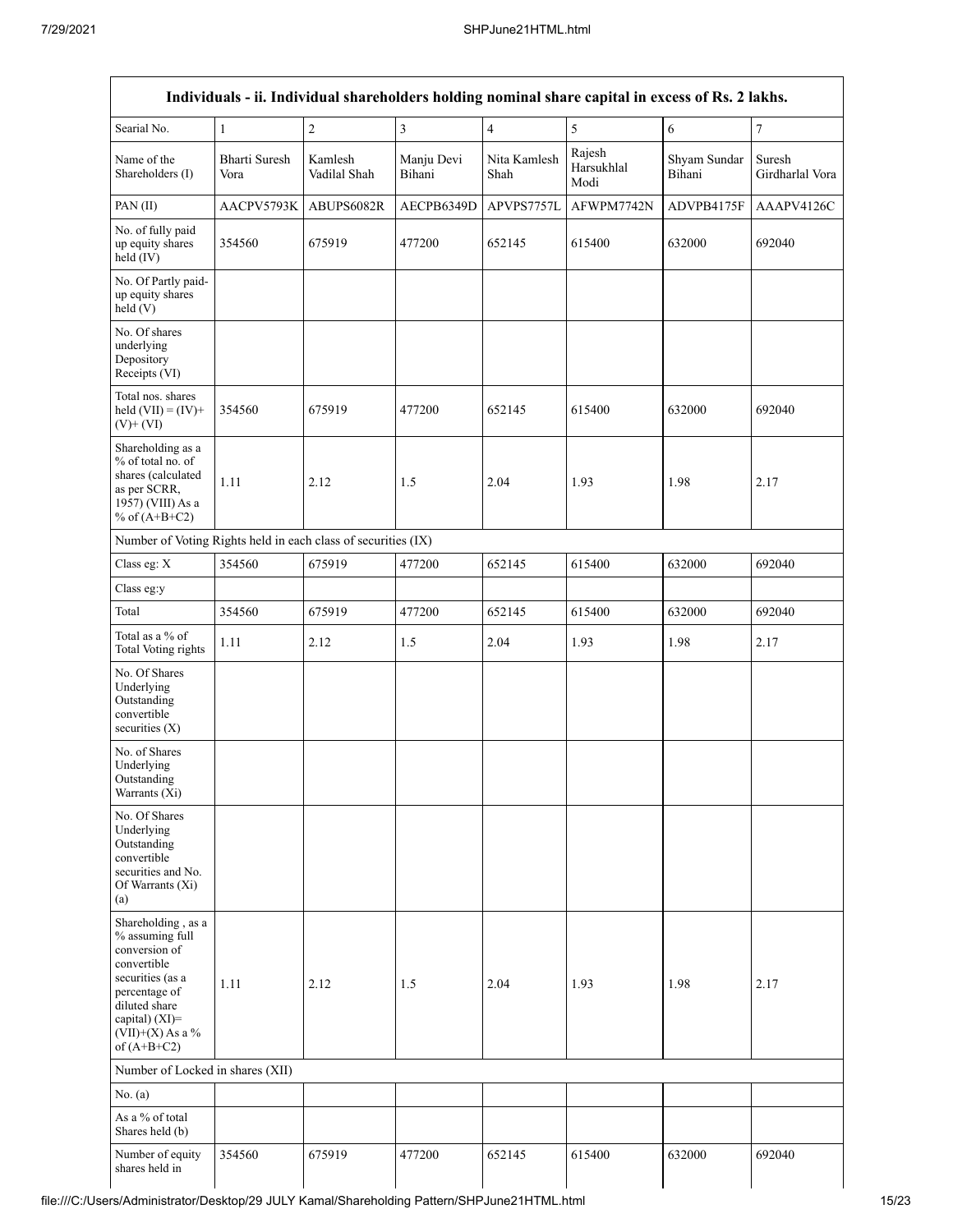| Individuals - ii. Individual shareholders holding nominal share capital in excess of Rs. 2 lakhs. | | | | | | | |
|---|---|---|---|---|---|---|---|
| Searial No. | 1 | 2 | 3 | 4 | 5 | 6 | 7 |
| Name of the Shareholders (I) | Bharti Suresh Vora | Kamlesh Vadilal Shah | Manju Devi Bihani | Nita Kamlesh Shah | Rajesh Harsukhlal Modi | Shyam Sundar Bihani | Suresh Girdharlal Vora |
| PAN (II) | AACPV5793K | ABUPS6082R | AECPB6349D | APVPS7757L | AFWPM7742N | ADVPB4175F | AAAPV4126C |
| No. of fully paid up equity shares held (IV) | 354560 | 675919 | 477200 | 652145 | 615400 | 632000 | 692040 |
| No. Of Partly paid-up equity shares held (V) | | | | | | | |
| No. Of shares underlying Depository Receipts (VI) | | | | | | | |
| Total nos. shares held (VII) = (IV)+ (V)+ (VI) | 354560 | 675919 | 477200 | 652145 | 615400 | 632000 | 692040 |
| Shareholding as a % of total no. of shares (calculated as per SCRR, 1957) (VIII) As a % of (A+B+C2) | 1.11 | 2.12 | 1.5 | 2.04 | 1.93 | 1.98 | 2.17 |
| Number of Voting Rights held in each class of securities (IX) | | | | | | | |
| Class eg: X | 354560 | 675919 | 477200 | 652145 | 615400 | 632000 | 692040 |
| Class eg:y | | | | | | | |
| Total | 354560 | 675919 | 477200 | 652145 | 615400 | 632000 | 692040 |
| Total as a % of Total Voting rights | 1.11 | 2.12 | 1.5 | 2.04 | 1.93 | 1.98 | 2.17 |
| No. Of Shares Underlying Outstanding convertible securities (X) | | | | | | | |
| No. of Shares Underlying Outstanding Warrants (Xi) | | | | | | | |
| No. Of Shares Underlying Outstanding convertible securities and No. Of Warrants (Xi) (a) | | | | | | | |
| Shareholding , as a % assuming full conversion of convertible securities (as a percentage of diluted share capital) (XI)= (VII)+(X) As a % of (A+B+C2) | 1.11 | 2.12 | 1.5 | 2.04 | 1.93 | 1.98 | 2.17 |
| Number of Locked in shares (XII) | | | | | | | |
| No. (a) | | | | | | | |
| As a % of total Shares held (b) | | | | | | | |
| Number of equity shares held in | 354560 | 675919 | 477200 | 652145 | 615400 | 632000 | 692040 |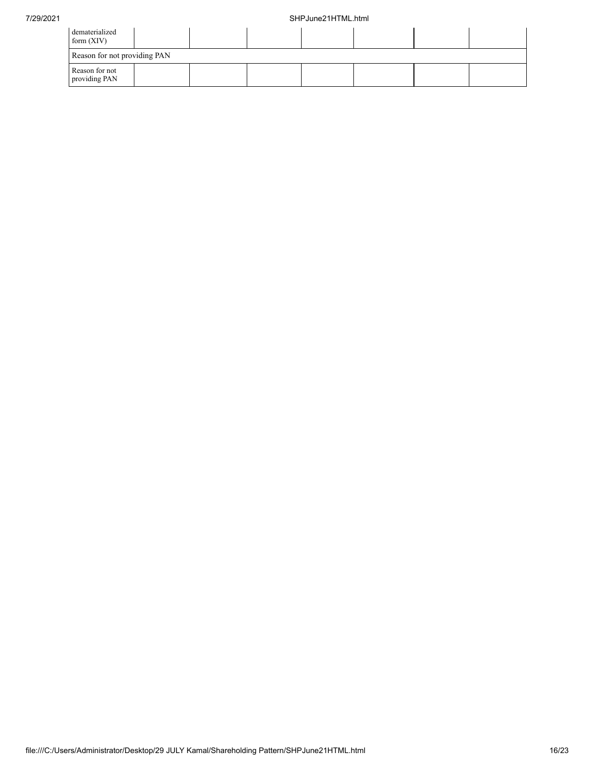| | | | | | | | |
|---|---|---|---|---|---|---|---|
| dematerialized form (XIV) | | | | | | | |
| Reason for not providing PAN | | | | | | | |
| Reason for not providing PAN | | | | | | | |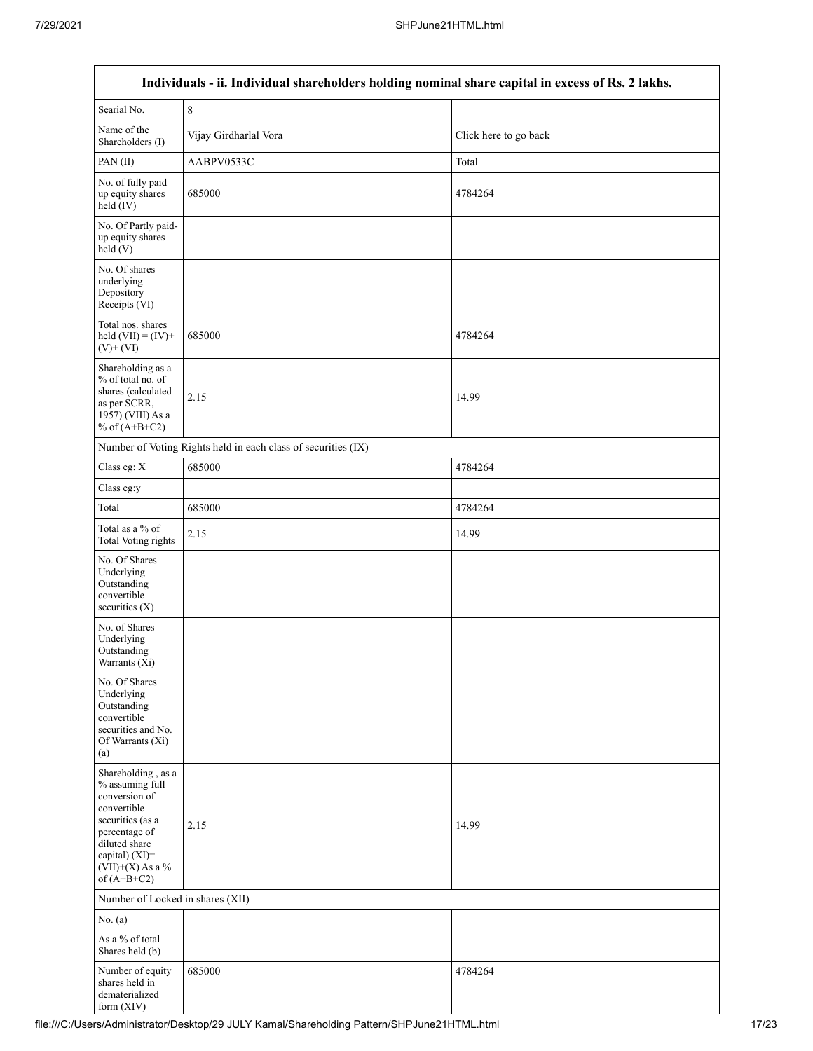| Individuals - ii. Individual shareholders holding nominal share capital in excess of Rs. 2 lakhs. | | |
|---|---|---|
| Searial No. | 8 | |
| Name of the Shareholders (I) | Vijay Girdharlal Vora | Click here to go back |
| PAN (II) | AABPV0533C | Total |
| No. of fully paid up equity shares held (IV) | 685000 | 4784264 |
| No. Of Partly paid-up equity shares held (V) | | |
| No. Of shares underlying Depository Receipts (VI) | | |
| Total nos. shares held (VII) = (IV)+ (V)+ (VI) | 685000 | 4784264 |
| Shareholding as a % of total no. of shares (calculated as per SCRR, 1957) (VIII) As a % of (A+B+C2) | 2.15 | 14.99 |
| Number of Voting Rights held in each class of securities (IX) | | |
| Class eg: X | 685000 | 4784264 |
| Class eg:y | | |
| Total | 685000 | 4784264 |
| Total as a % of Total Voting rights | 2.15 | 14.99 |
| No. Of Shares Underlying Outstanding convertible securities (X) | | |
| No. of Shares Underlying Outstanding Warrants (Xi) | | |
| No. Of Shares Underlying Outstanding convertible securities and No. Of Warrants (Xi) (a) | | |
| Shareholding , as a % assuming full conversion of convertible securities (as a percentage of diluted share capital) (XI)= (VII)+(X) As a % of (A+B+C2) | 2.15 | 14.99 |
| Number of Locked in shares (XII) | | |
| No. (a) | | |
| As a % of total Shares held (b) | | |
| Number of equity shares held in dematerialized form (XIV) | 685000 | 4784264 |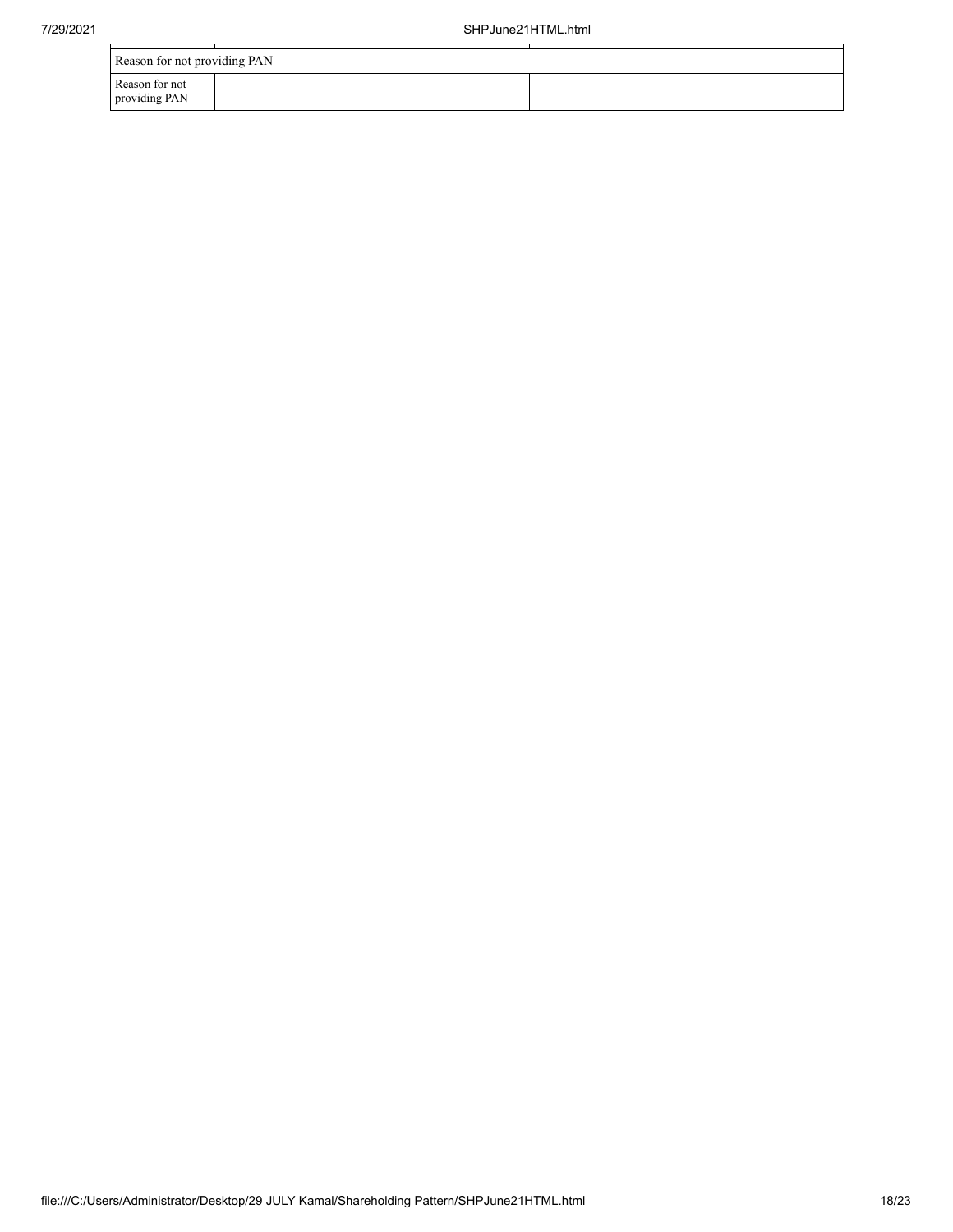| Reason for not providing PAN | | |
| --- | --- | --- |
| Reason for not providing PAN | | |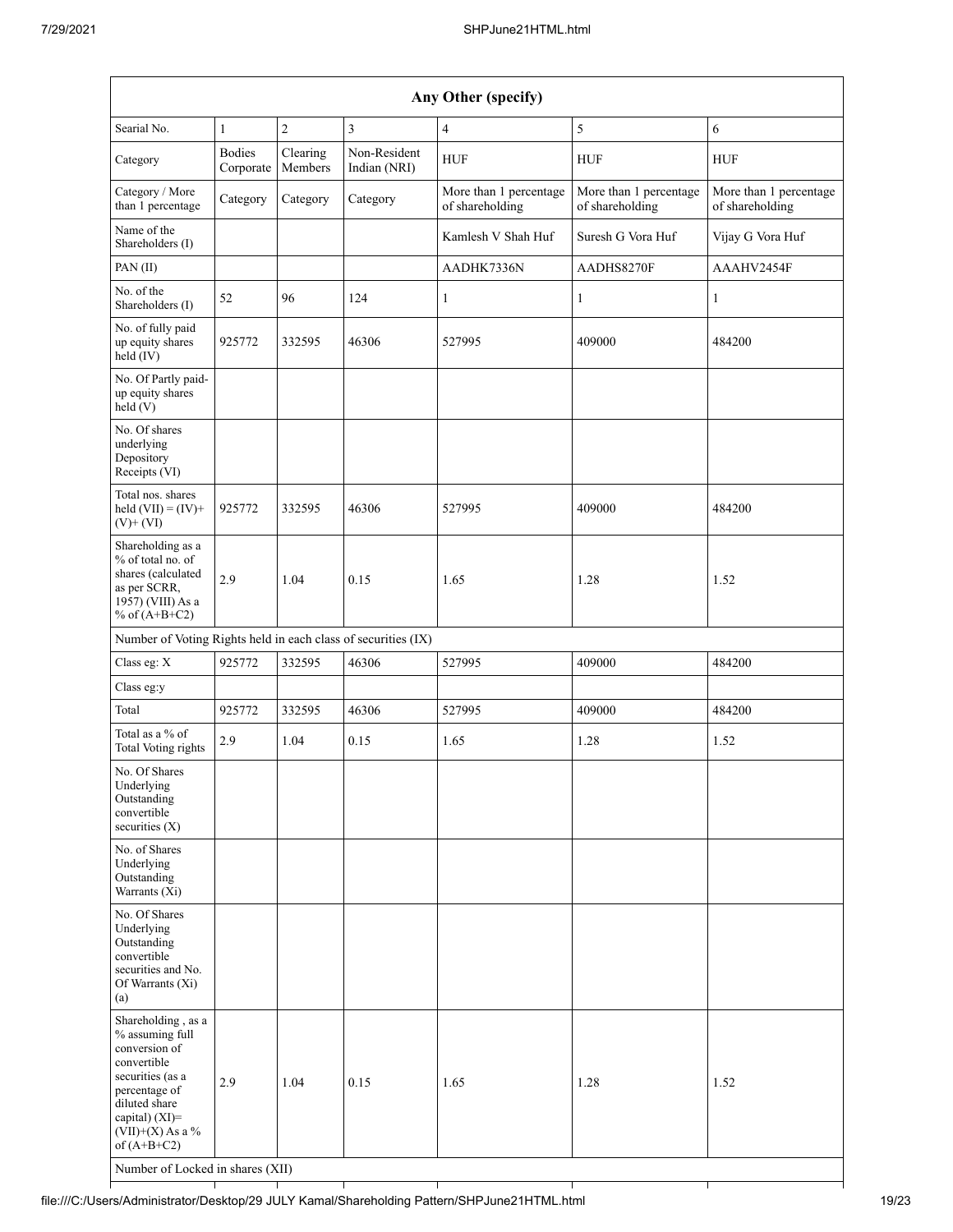| Any Other (specify) | | | | | | |
|---|---|---|---|---|---|---|
| Searial No. | 1 | 2 | 3 | 4 | 5 | 6 |
| Category | Bodies Corporate | Clearing Members | Non-Resident Indian (NRI) | HUF | HUF | HUF |
| Category / More than 1 percentage | Category | Category | Category | More than 1 percentage of shareholding | More than 1 percentage of shareholding | More than 1 percentage of shareholding |
| Name of the Shareholders (I) | | | | Kamlesh V Shah Huf | Suresh G Vora Huf | Vijay G Vora Huf |
| PAN (II) | | | | AADHK7336N | AADHS8270F | AAAHV2454F |
| No. of the Shareholders (I) | 52 | 96 | 124 | 1 | 1 | 1 |
| No. of fully paid up equity shares held (IV) | 925772 | 332595 | 46306 | 527995 | 409000 | 484200 |
| No. Of Partly paid-up equity shares held (V) | | | | | | |
| No. Of shares underlying Depository Receipts (VI) | | | | | | |
| Total nos. shares held (VII) = (IV)+ (V)+ (VI) | 925772 | 332595 | 46306 | 527995 | 409000 | 484200 |
| Shareholding as a % of total no. of shares (calculated as per SCRR, 1957) (VIII) As a % of (A+B+C2) | 2.9 | 1.04 | 0.15 | 1.65 | 1.28 | 1.52 |
| Number of Voting Rights held in each class of securities (IX) | | | | | | |
| Class eg: X | 925772 | 332595 | 46306 | 527995 | 409000 | 484200 |
| Class eg:y | | | | | | |
| Total | 925772 | 332595 | 46306 | 527995 | 409000 | 484200 |
| Total as a % of Total Voting rights | 2.9 | 1.04 | 0.15 | 1.65 | 1.28 | 1.52 |
| No. Of Shares Underlying Outstanding convertible securities (X) | | | | | | |
| No. of Shares Underlying Outstanding Warrants (Xi) | | | | | | |
| No. Of Shares Underlying Outstanding convertible securities and No. Of Warrants (Xi) (a) | | | | | | |
| Shareholding , as a % assuming full conversion of convertible securities (as a percentage of diluted share capital) (XI)= (VII)+(X) As a % of (A+B+C2) | 2.9 | 1.04 | 0.15 | 1.65 | 1.28 | 1.52 |
| Number of Locked in shares (XII) | | | | | | |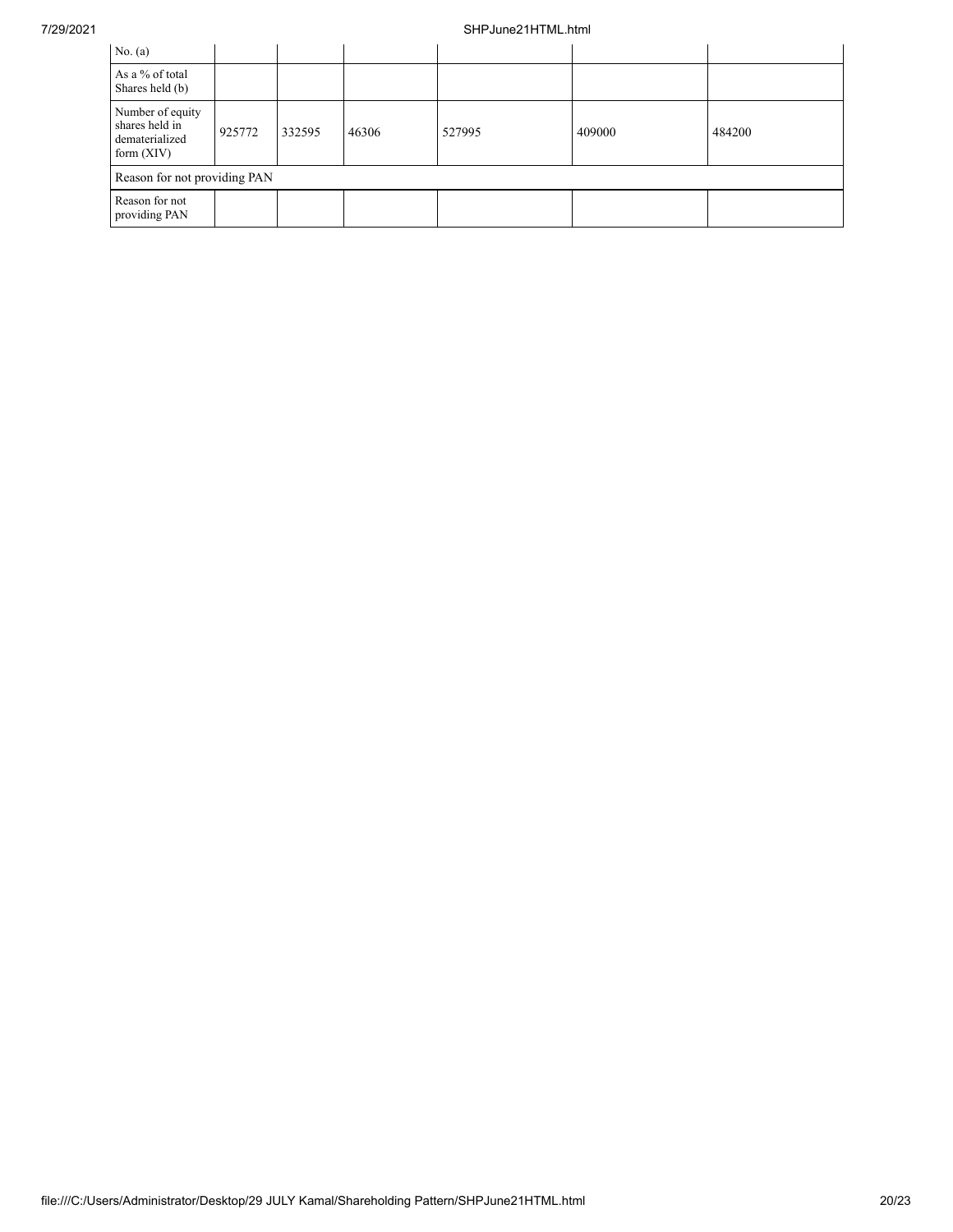| No. (a) | | | | | | |
|---|---|---|---|---|---|---|
| As a % of total Shares held (b) | | | | | | |
| Number of equity shares held in dematerialized form (XIV) | 925772 | 332595 | 46306 | 527995 | 409000 | 484200 |
| Reason for not providing PAN | | | | | | |
| Reason for not providing PAN | | | | | | |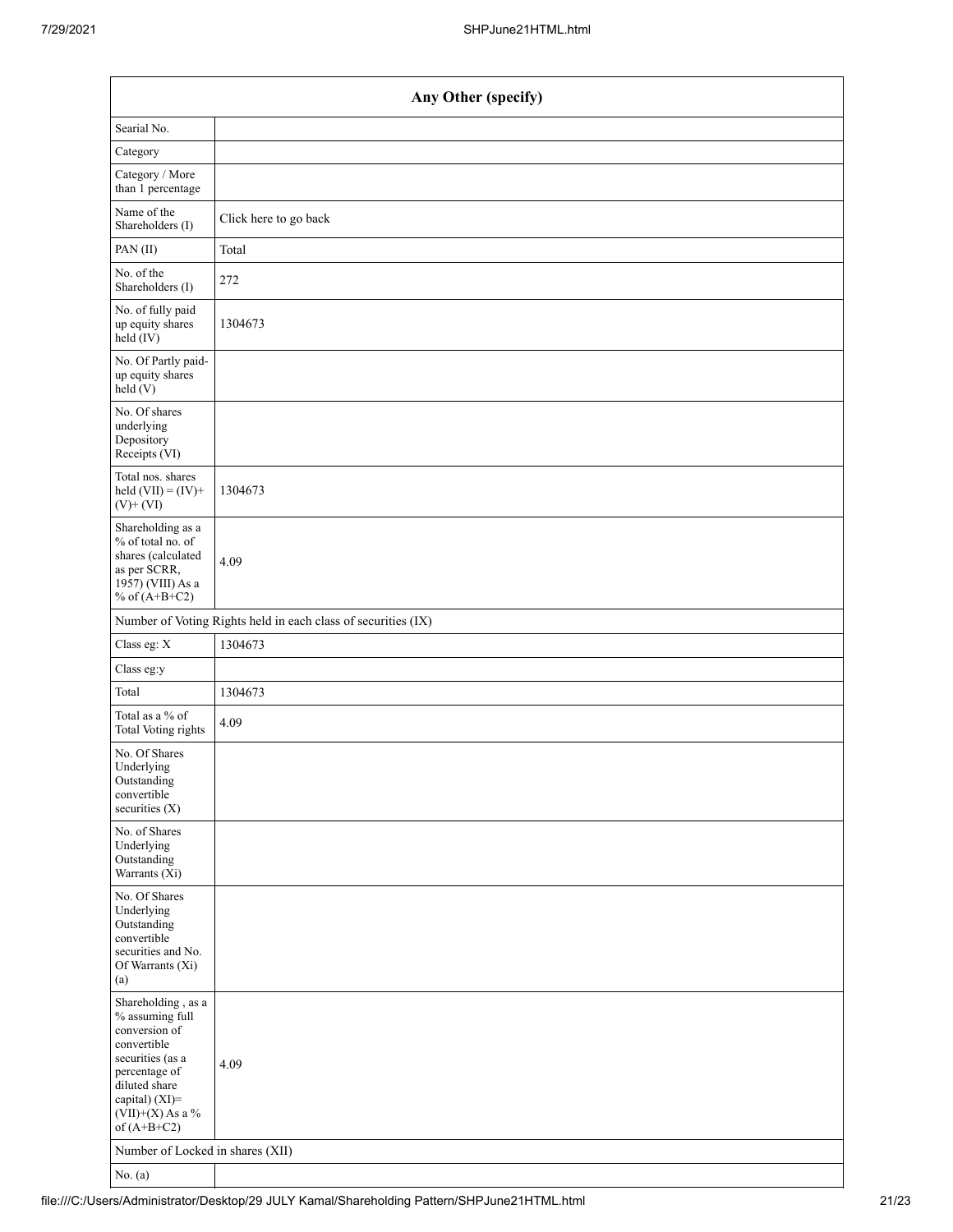| Any Other (specify) | |
|---|---|
| Searial No. | |
| Category | |
| Category / More than 1 percentage | |
| Name of the Shareholders (I) | Click here to go back |
| PAN (II) | Total |
| No. of the Shareholders (I) | 272 |
| No. of fully paid up equity shares held (IV) | 1304673 |
| No. Of Partly paid-up equity shares held (V) | |
| No. Of shares underlying Depository Receipts (VI) | |
| Total nos. shares held (VII) = (IV)+ (V)+ (VI) | 1304673 |
| Shareholding as a % of total no. of shares (calculated as per SCRR, 1957) (VIII) As a % of (A+B+C2) | 4.09 |
| Number of Voting Rights held in each class of securities (IX) | |
| Class eg: X | 1304673 |
| Class eg:y | |
| Total | 1304673 |
| Total as a % of Total Voting rights | 4.09 |
| No. Of Shares Underlying Outstanding convertible securities (X) | |
| No. of Shares Underlying Outstanding Warrants (Xi) | |
| No. Of Shares Underlying Outstanding convertible securities and No. Of Warrants (Xi) (a) | |
| Shareholding , as a % assuming full conversion of convertible securities (as a percentage of diluted share capital) (XI)= (VII)+(X) As a % of (A+B+C2) | 4.09 |
| Number of Locked in shares (XII) | |
| No. (a) | |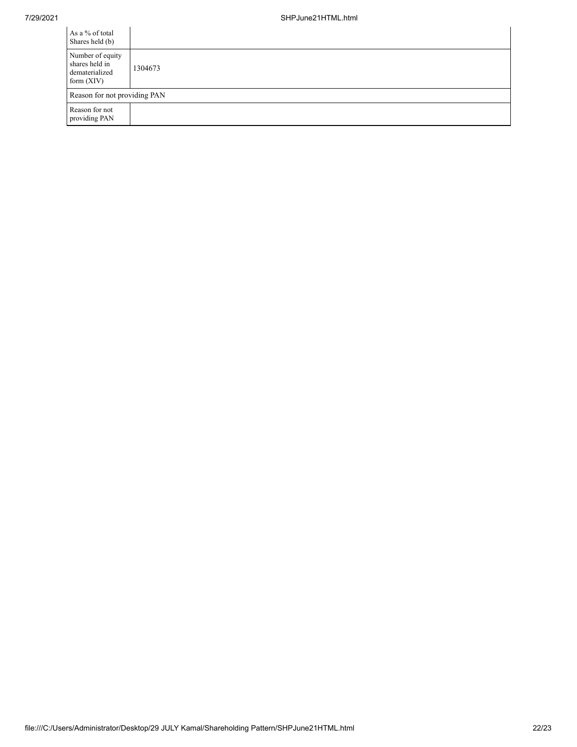| As a % of total Shares held (b) | |
|---|---|
| Number of equity shares held in dematerialized form (XIV) | 1304673 |
| Reason for not providing PAN | |
| Reason for not providing PAN | |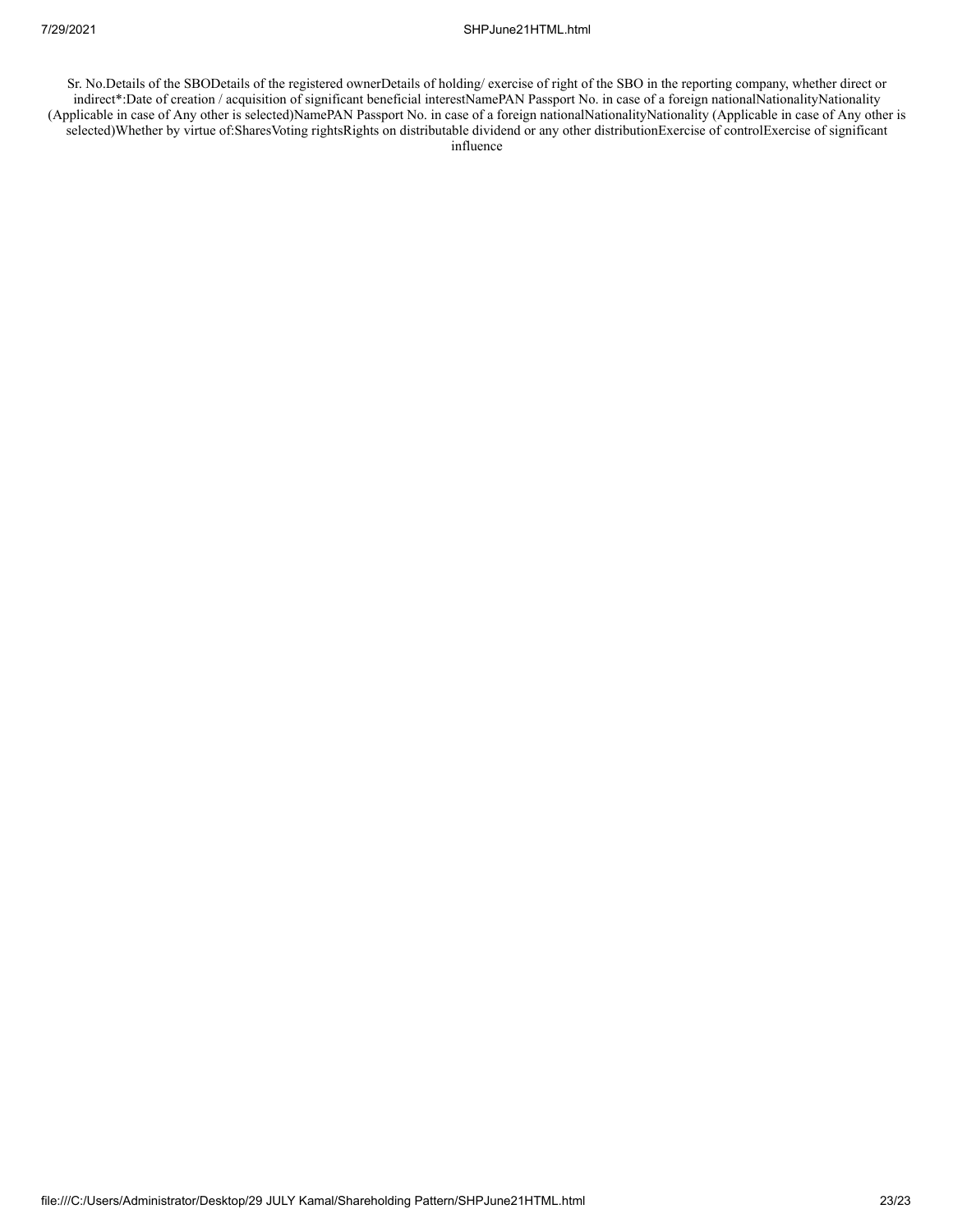Sr. No.Details of the SBODetails of the registered ownerDetails of holding/ exercise of right of the SBO in the reporting company, whether direct or indirect*:Date of creation / acquisition of significant beneficial interestNamePAN Passport No. in case of a foreign nationalNationalityNationality (Applicable in case of Any other is selected)NamePAN Passport No. in case of a foreign nationalNationalityNationality (Applicable in case of Any other is selected)Whether by virtue of:SharesVoting rightsRights on distributable dividend or any other distributionExercise of controlExercise of significant influence